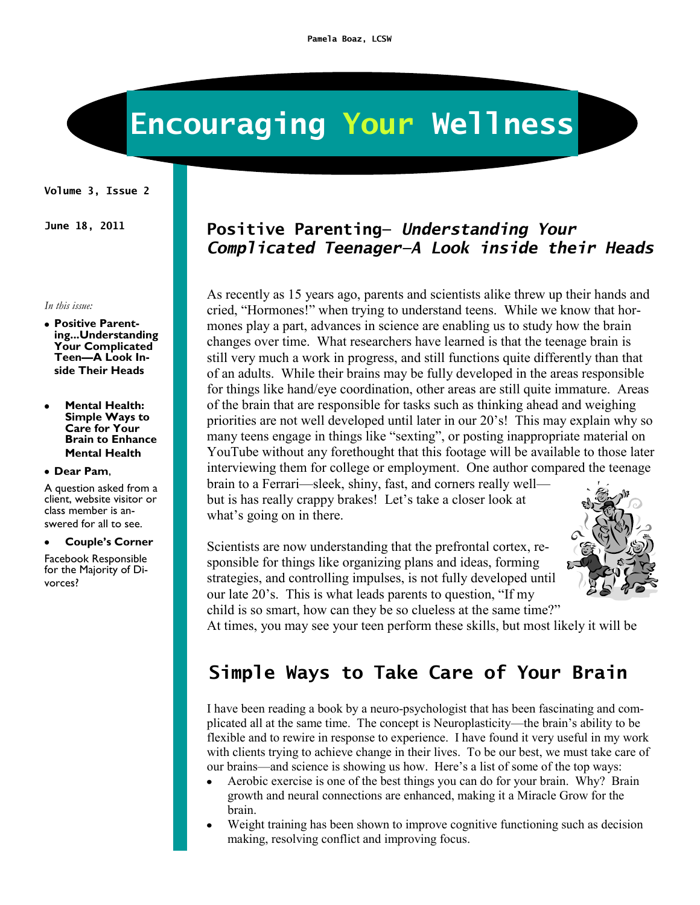Pamela Boaz, LCSW

# Encouraging Your Wellness

**Volume 3, Issue 2**

**June 18, 2011**

*In this issue:*

- **Positive Parenting...Understanding Your Complicated Teen—A Look Inside Their Heads**
- **Mental Health: Simple Ways to Care for Your Brain to Enhance Mental Health**
- **Dear Pam**,

A question asked from a client, website visitor or class member is answered for all to see.

- **Couple's Corner**

Facebook Responsible for the Majority of Divorces?

## Positive Parenting– *Understanding Your Complicated Teenager–A Look inside their Heads*

As recently as 15 years ago, parents and scientists alike threw up their hands and cried, "Hormones!" when trying to understand teens. While we know that hormones play a part, advances in science are enabling us to study how the brain changes over time. What researchers have learned is that the teenage brain is still very much a work in progress, and still functions quite differently than that of an adults. While their brains may be fully developed in the areas responsible for things like hand/eye coordination, other areas are still quite immature. Areas of the brain that are responsible for tasks such as thinking ahead and weighing priorities are not well developed until later in our 20's! This may explain why so many teens engage in things like "sexting", or posting inappropriate material on YouTube without any forethought that this footage will be available to those later interviewing them for college or employment. One author compared the teenage brain to a Ferrari—sleek, shiny, fast, and corners really well—but is has really crappy brakes! Let's take a closer look at what's going on in there.

Scientists are now understanding that the prefrontal cortex, responsible for things like organizing plans and ideas, forming strategies, and controlling impulses, is not fully developed until our late 20's. This is what leads parents to question, "If my child is so smart, how can they be so clueless at the same time?" At times, you may see your teen perform these skills, but most likely it will be

## Simple Ways to Take Care of Your Brain

I have been reading a book by a neuro-psychologist that has been fascinating and complicated all at the same time. The concept is Neuroplasticity—the brain's ability to be flexible and to rewire in response to experience. I have found it very useful in my work with clients trying to achieve change in their lives. To be our best, we must take care of our brains—and science is showing us how. Here's a list of some of the top ways:

- Aerobic exercise is one of the best things you can do for your brain. Why? Brain growth and neural connections are enhanced, making it a Miracle Grow for the brain.
- Weight training has been shown to improve cognitive functioning such as decision making, resolving conflict and improving focus.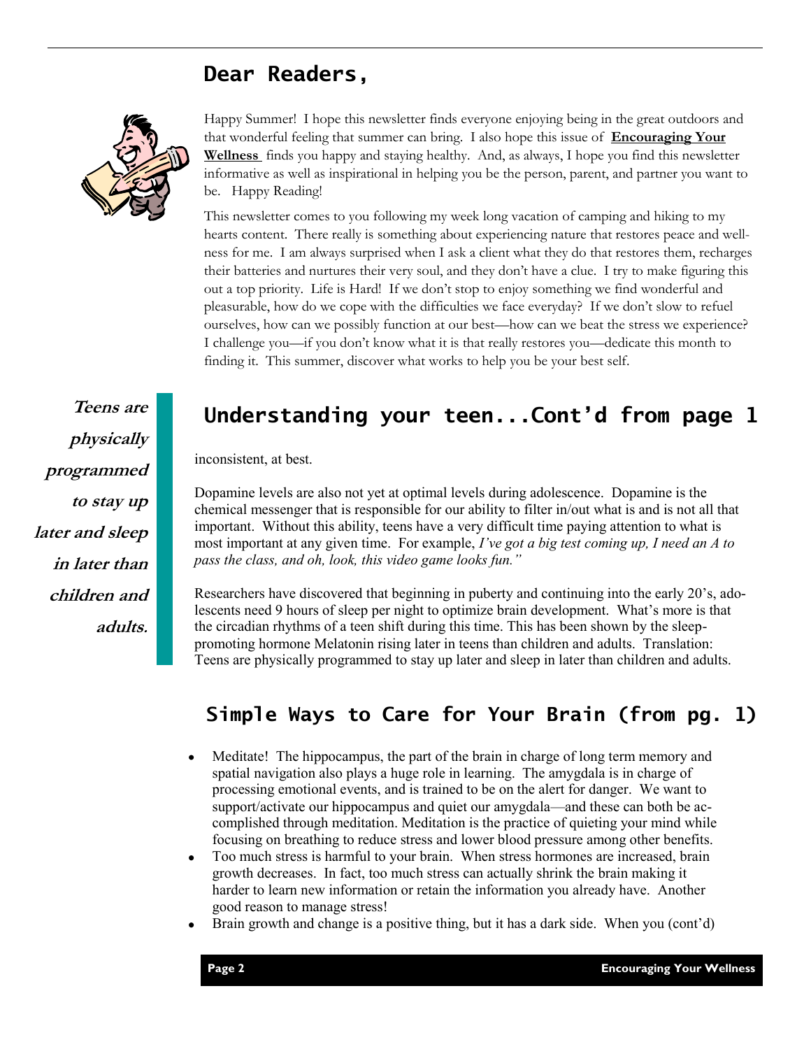## Dear Readers,

Happy Summer! I hope this newsletter finds everyone enjoying being in the great outdoors and that wonderful feeling that summer can bring. I also hope this issue of **Encouraging Your Wellness** finds you happy and staying healthy. And, as always, I hope you find this newsletter informative as well as inspirational in helping you be the person, parent, and partner you want to be. Happy Reading!

This newsletter comes to you following my week long vacation of camping and hiking to my hearts content. There really is something about experiencing nature that restores peace and wellness for me. I am always surprised when I ask a client what they do that restores them, recharges their batteries and nurtures their very soul, and they don't have a clue. I try to make figuring this out a top priority. Life is Hard! If we don't stop to enjoy something we find wonderful and pleasurable, how do we cope with the difficulties we face everyday? If we don't slow to refuel ourselves, how can we possibly function at our best—how can we beat the stress we experience? I challenge you—if you don't know what it is that really restores you—dedicate this month to finding it. This summer, discover what works to help you be your best self.

## Understanding your teen...Cont'd from page 1

inconsistent, at best.

Dopamine levels are also not yet at optimal levels during adolescence. Dopamine is the chemical messenger that is responsible for our ability to filter in/out what is and is not all that important. Without this ability, teens have a very difficult time paying attention to what is most important at any given time. For example, *I've got a big test coming up, I need an A to pass the class, and oh, look, this video game looks fun."*

Researchers have discovered that beginning in puberty and continuing into the early 20's, adolescents need 9 hours of sleep per night to optimize brain development. What's more is that the circadian rhythms of a teen shift during this time. This has been shown by the sleep-promoting hormone Melatonin rising later in teens than children and adults. Translation: Teens are physically programmed to stay up later and sleep in later than children and adults.

> ***Teens are physically programmed to stay up later and sleep in later than children and adults.***

## Simple Ways to Care for Your Brain (from pg. 1)

- Meditate! The hippocampus, the part of the brain in charge of long term memory and spatial navigation also plays a huge role in learning. The amygdala is in charge of processing emotional events, and is trained to be on the alert for danger. We want to support/activate our hippocampus and quiet our amygdala—and these can both be accomplished through meditation. Meditation is the practice of quieting your mind while focusing on breathing to reduce stress and lower blood pressure among other benefits.
- Too much stress is harmful to your brain. When stress hormones are increased, brain growth decreases. In fact, too much stress can actually shrink the brain making it harder to learn new information or retain the information you already have. Another good reason to manage stress!
- Brain growth and change is a positive thing, but it has a dark side. When you (cont'd)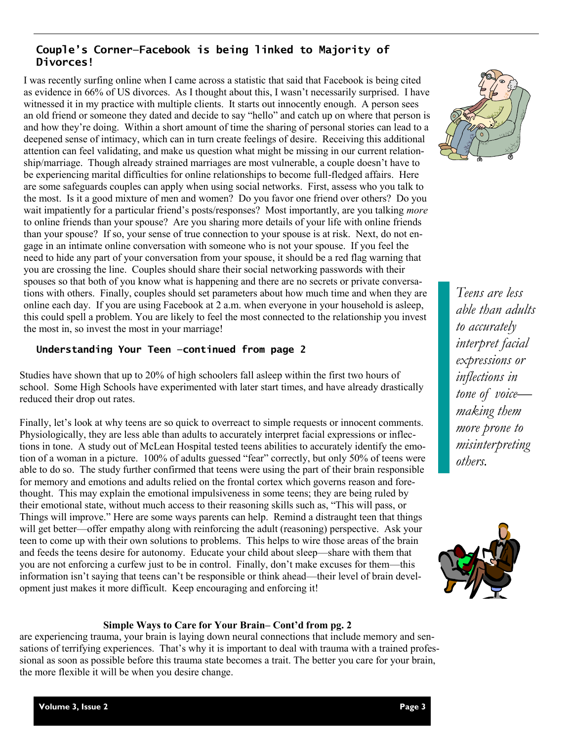## Couple's Corner—Facebook is being linked to Majority of Divorces!

I was recently surfing online when I came across a statistic that said that Facebook is being cited as evidence in 66% of US divorces. As I thought about this, I wasn't necessarily surprised. I have witnessed it in my practice with multiple clients. It starts out innocently enough. A person sees an old friend or someone they dated and decide to say "hello" and catch up on where that person is and how they're doing. Within a short amount of time the sharing of personal stories can lead to a deepened sense of intimacy, which can in turn create feelings of desire. Receiving this additional attention can feel validating, and make us question what might be missing in our current relationship/marriage. Though already strained marriages are most vulnerable, a couple doesn't have to be experiencing marital difficulties for online relationships to become full-fledged affairs. Here are some safeguards couples can apply when using social networks. First, assess who you talk to the most. Is it a good mixture of men and women? Do you favor one friend over others? Do you wait impatiently for a particular friend's posts/responses? Most importantly, are you talking *more* to online friends than your spouse? Are you sharing more details of your life with online friends than your spouse? If so, your sense of true connection to your spouse is at risk. Next, do not engage in an intimate online conversation with someone who is not your spouse. If you feel the need to hide any part of your conversation from your spouse, it should be a red flag warning that you are crossing the line. Couples should share their social networking passwords with their spouses so that both of you know what is happening and there are no secrets or private conversations with others. Finally, couples should set parameters about how much time and when they are online each day. If you are using Facebook at 2 a.m. when everyone in your household is asleep, this could spell a problem. You are likely to feel the most connected to the relationship you invest the most in, so invest the most in your marriage!

## Understanding Your Teen —continued from page 2

Studies have shown that up to 20% of high schoolers fall asleep within the first two hours of school. Some High Schools have experimented with later start times, and have already drastically reduced their drop out rates.

Finally, let's look at why teens are so quick to overreact to simple requests or innocent comments. Physiologically, they are less able than adults to accurately interpret facial expressions or inflections in tone. A study out of McLean Hospital tested teens abilities to accurately identify the emotion of a woman in a picture. 100% of adults guessed "fear" correctly, but only 50% of teens were able to do so. The study further confirmed that teens were using the part of their brain responsible for memory and emotions and adults relied on the frontal cortex which governs reason and forethought. This may explain the emotional impulsiveness in some teens; they are being ruled by their emotional state, without much access to their reasoning skills such as, "This will pass, or Things will improve." Here are some ways parents can help. Remind a distraught teen that things will get better—offer empathy along with reinforcing the adult (reasoning) perspective. Ask your teen to come up with their own solutions to problems. This helps to wire those areas of the brain and feeds the teens desire for autonomy. Educate your child about sleep—share with them that you are not enforcing a curfew just to be in control. Finally, don't make excuses for them—this information isn't saying that teens can't be responsible or think ahead—their level of brain development just makes it more difficult. Keep encouraging and enforcing it!

> *Teens are less able than adults to accurately interpret facial expressions or inflections in tone of voice—making them more prone to misinterpreting others.*

### Simple Ways to Care for Your Brain– Cont'd from pg. 2

are experiencing trauma, your brain is laying down neural connections that include memory and sensations of terrifying experiences. That's why it is important to deal with trauma with a trained professional as soon as possible before this trauma state becomes a trait. The better you care for your brain, the more flexible it will be when you desire change.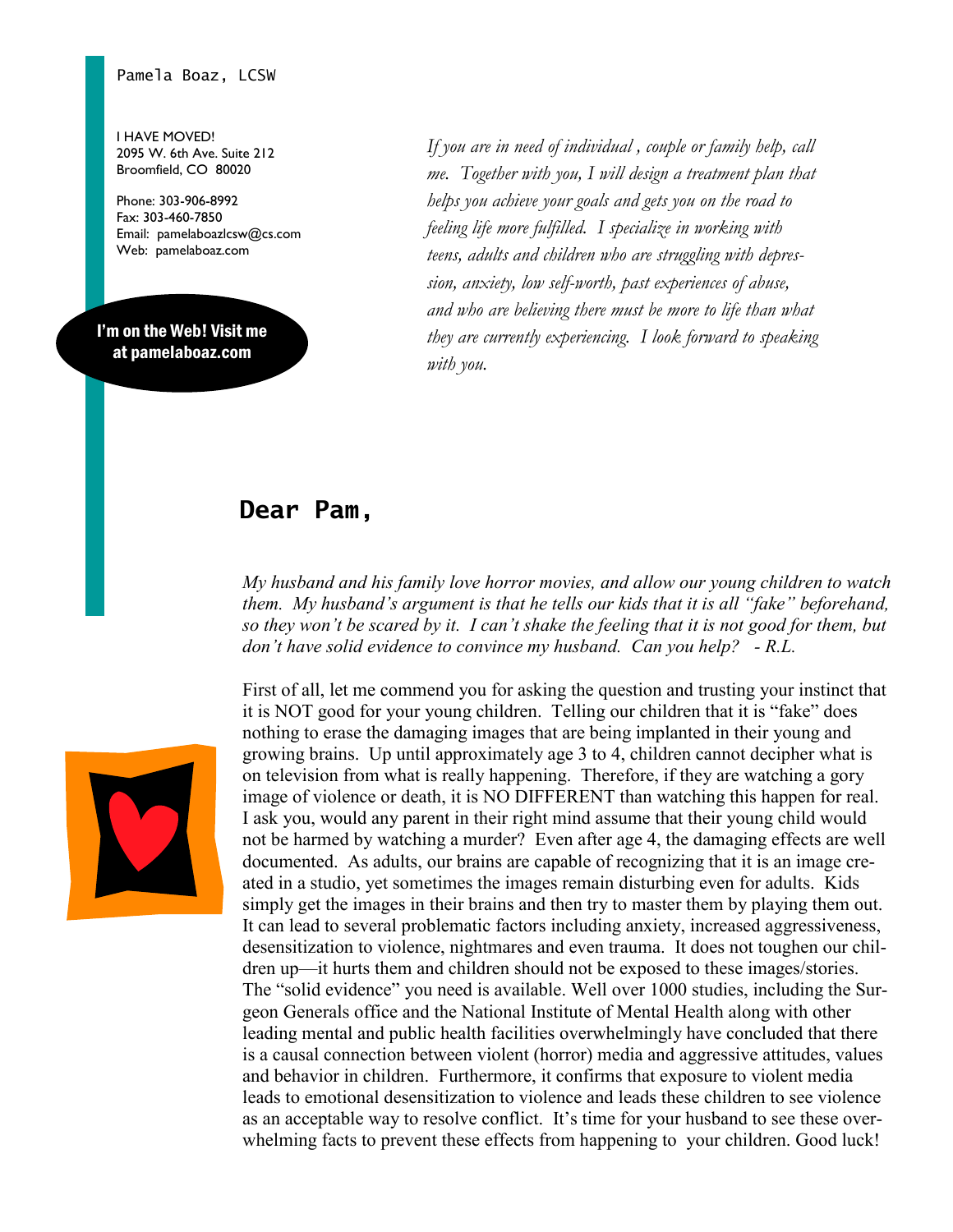Pamela Boaz, LCSW

I HAVE MOVED!
2095 W. 6th Ave. Suite 212
Broomfield, CO 80020

Phone: 303-906-8992
Fax: 303-460-7850
Email: pamelaboazlcsw@cs.com
Web: pamelaboaz.com

**I'm on the Web! Visit me at pamelaboaz.com**

*If you are in need of individual , couple or family help, call me. Together with you, I will design a treatment plan that helps you achieve your goals and gets you on the road to feeling life more fulfilled. I specialize in working with teens, adults and children who are struggling with depression, anxiety, low self-worth, past experiences of abuse, and who are believing there must be more to life than what they are currently experiencing. I look forward to speaking with you.*

## Dear Pam,

*My husband and his family love horror movies, and allow our young children to watch them. My husband's argument is that he tells our kids that it is all "fake" beforehand, so they won't be scared by it. I can't shake the feeling that it is not good for them, but don't have solid evidence to convince my husband. Can you help? - R.L.*

First of all, let me commend you for asking the question and trusting your instinct that it is NOT good for your young children. Telling our children that it is "fake" does nothing to erase the damaging images that are being implanted in their young and growing brains. Up until approximately age 3 to 4, children cannot decipher what is on television from what is really happening. Therefore, if they are watching a gory image of violence or death, it is NO DIFFERENT than watching this happen for real. I ask you, would any parent in their right mind assume that their young child would not be harmed by watching a murder? Even after age 4, the damaging effects are well documented. As adults, our brains are capable of recognizing that it is an image created in a studio, yet sometimes the images remain disturbing even for adults. Kids simply get the images in their brains and then try to master them by playing them out. It can lead to several problematic factors including anxiety, increased aggressiveness, desensitization to violence, nightmares and even trauma. It does not toughen our children up—it hurts them and children should not be exposed to these images/stories. The "solid evidence" you need is available. Well over 1000 studies, including the Surgeon Generals office and the National Institute of Mental Health along with other leading mental and public health facilities overwhelmingly have concluded that there is a causal connection between violent (horror) media and aggressive attitudes, values and behavior in children. Furthermore, it confirms that exposure to violent media leads to emotional desensitization to violence and leads these children to see violence as an acceptable way to resolve conflict. It's time for your husband to see these overwhelming facts to prevent these effects from happening to your children. Good luck!